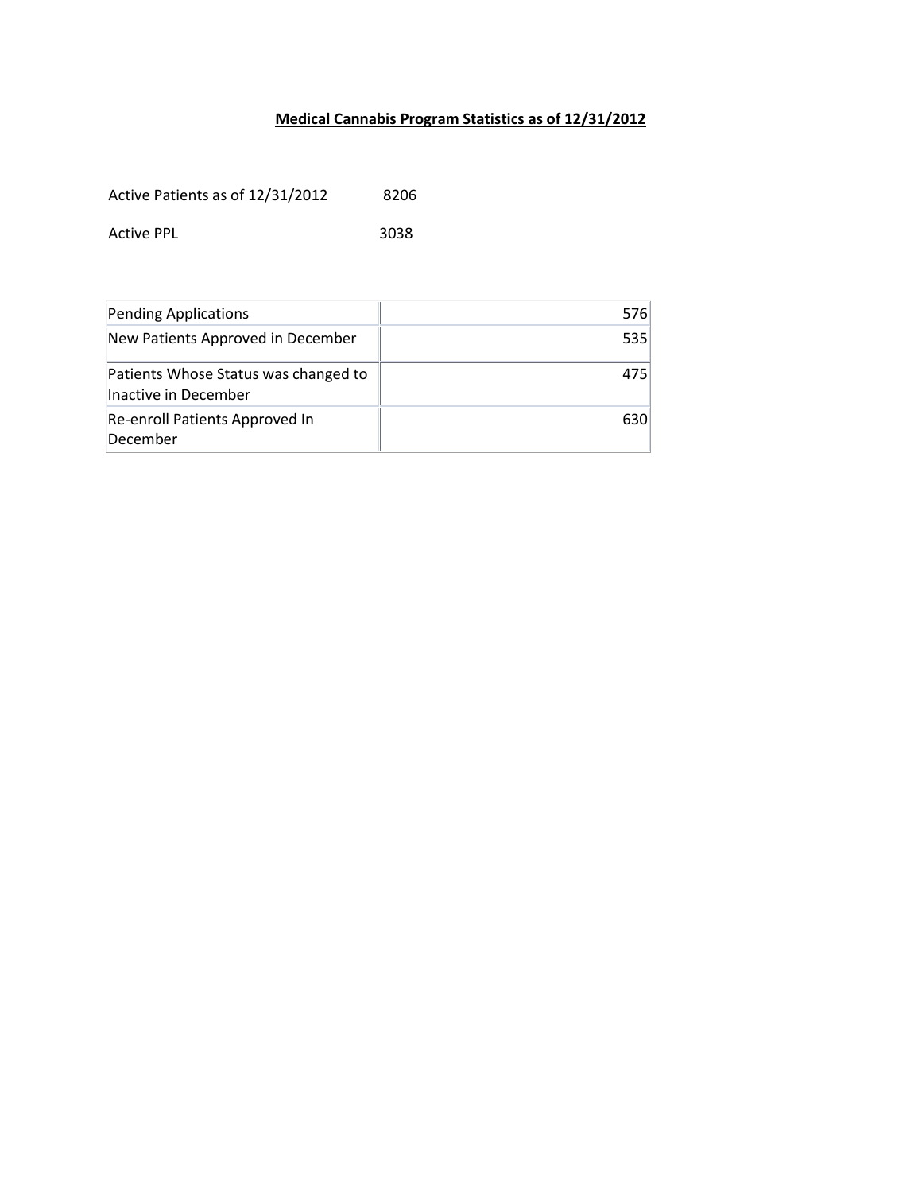**Medical Cannabis Program Statistics as of 12/31/2012**

Active Patients as of 12/31/2012 8206

Active PPL 3038

| | |
|---|---|
| Pending Applications | 576 |
| New Patients Approved in December | 535 |
| Patients Whose Status was changed to Inactive in December | 475 |
| Re-enroll Patients Approved In December | 630 |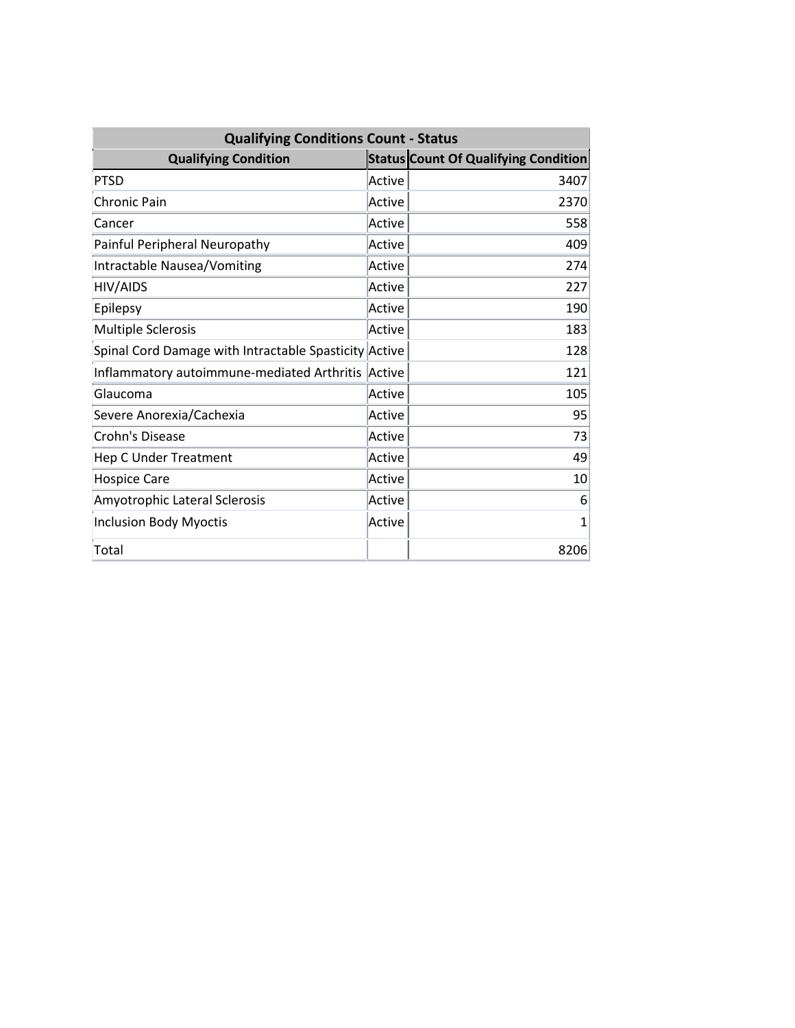| Qualifying Conditions Count - Status | | |
|---|---|---|
| **Qualifying Condition** | **Status** | **Count Of Qualifying Condition** |
| PTSD | Active | 3407 |
| Chronic Pain | Active | 2370 |
| Cancer | Active | 558 |
| Painful Peripheral Neuropathy | Active | 409 |
| Intractable Nausea/Vomiting | Active | 274 |
| HIV/AIDS | Active | 227 |
| Epilepsy | Active | 190 |
| Multiple Sclerosis | Active | 183 |
| Spinal Cord Damage with Intractable Spasticity | Active | 128 |
| Inflammatory autoimmune-mediated Arthritis | Active | 121 |
| Glaucoma | Active | 105 |
| Severe Anorexia/Cachexia | Active | 95 |
| Crohn's Disease | Active | 73 |
| Hep C Under Treatment | Active | 49 |
| Hospice Care | Active | 10 |
| Amyotrophic Lateral Sclerosis | Active | 6 |
| Inclusion Body Myoctis | Active | 1 |
| Total | | 8206 |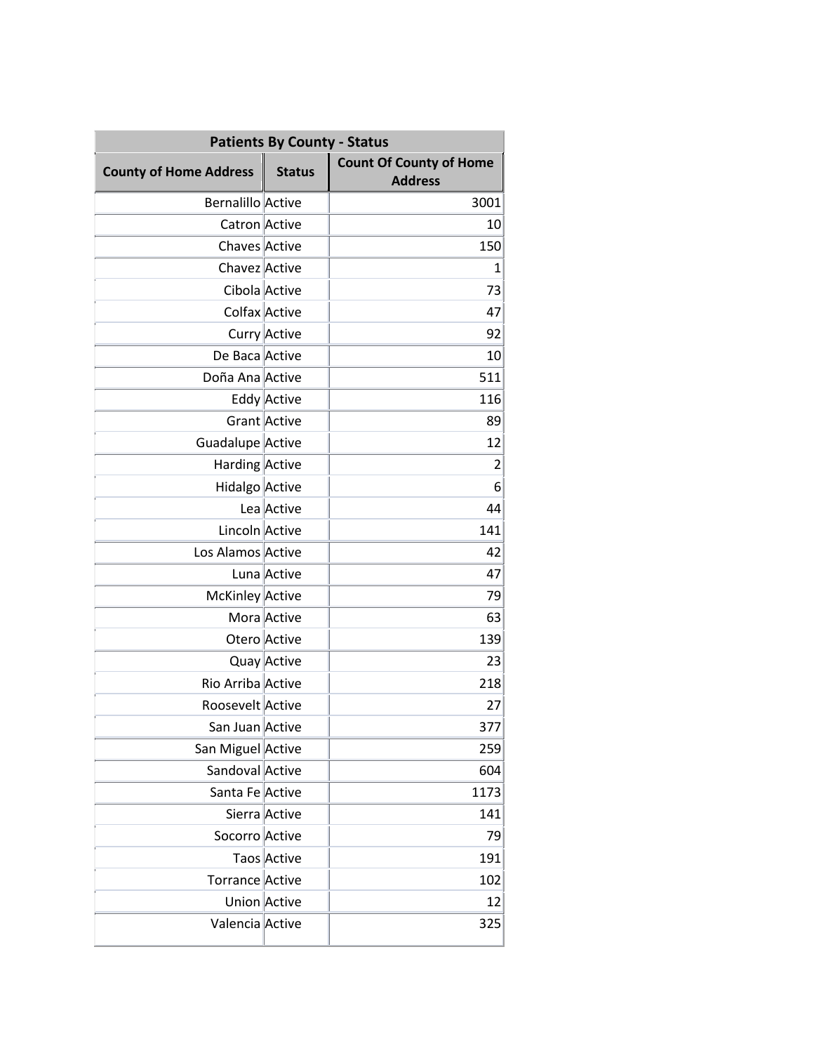| Patients By County - Status | | |
|---|---|---|
| County of Home Address | Status | Count Of County of Home Address |
| Bernalillo | Active | 3001 |
| Catron | Active | 10 |
| Chaves | Active | 150 |
| Chavez | Active | 1 |
| Cibola | Active | 73 |
| Colfax | Active | 47 |
| Curry | Active | 92 |
| De Baca | Active | 10 |
| Doña Ana | Active | 511 |
| Eddy | Active | 116 |
| Grant | Active | 89 |
| Guadalupe | Active | 12 |
| Harding | Active | 2 |
| Hidalgo | Active | 6 |
| Lea | Active | 44 |
| Lincoln | Active | 141 |
| Los Alamos | Active | 42 |
| Luna | Active | 47 |
| McKinley | Active | 79 |
| Mora | Active | 63 |
| Otero | Active | 139 |
| Quay | Active | 23 |
| Rio Arriba | Active | 218 |
| Roosevelt | Active | 27 |
| San Juan | Active | 377 |
| San Miguel | Active | 259 |
| Sandoval | Active | 604 |
| Santa Fe | Active | 1173 |
| Sierra | Active | 141 |
| Socorro | Active | 79 |
| Taos | Active | 191 |
| Torrance | Active | 102 |
| Union | Active | 12 |
| Valencia | Active | 325 |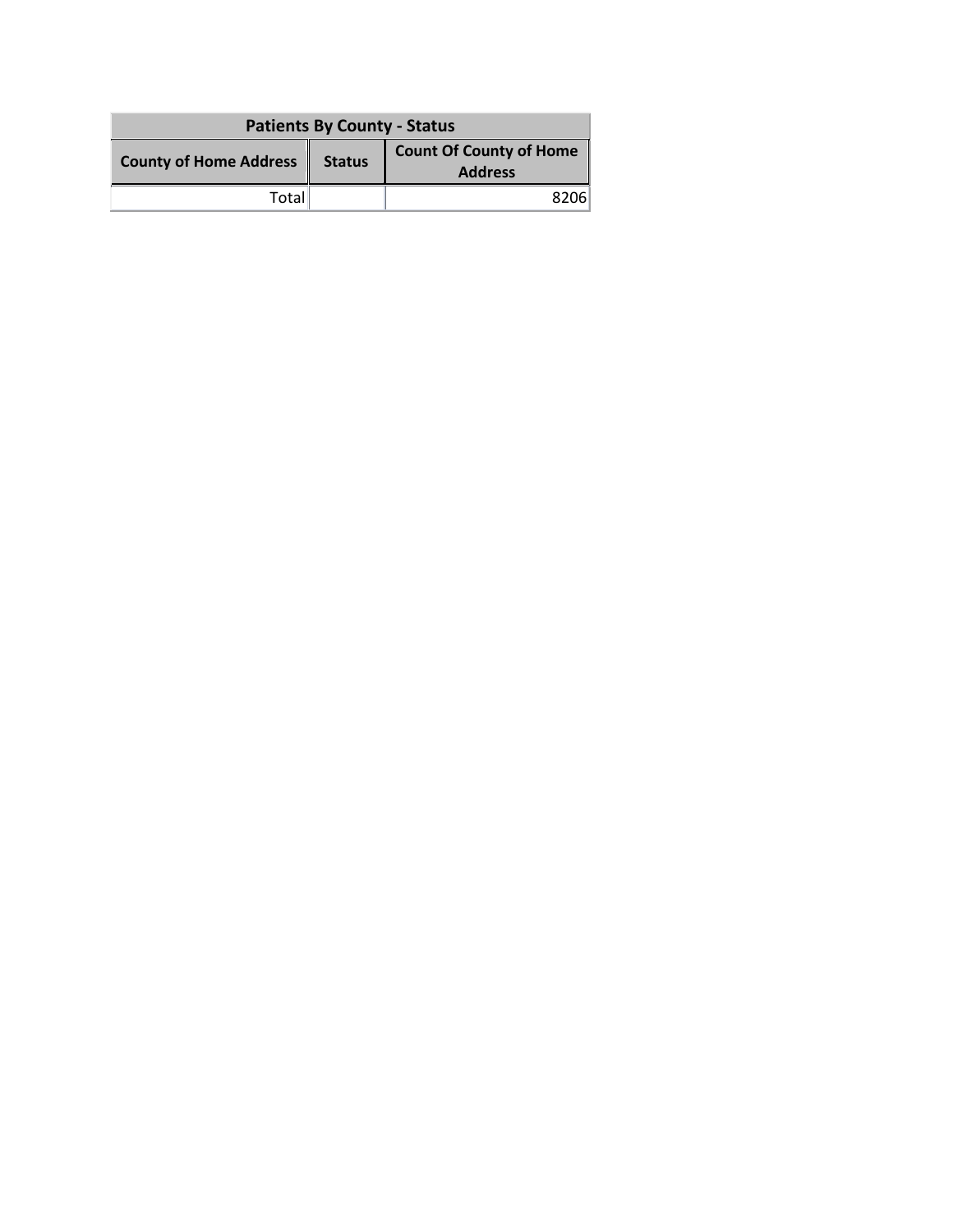| Patients By County - Status | | |
|---|---|---|
| County of Home Address | Status | Count Of County of Home Address |
| Total | | 8206 |